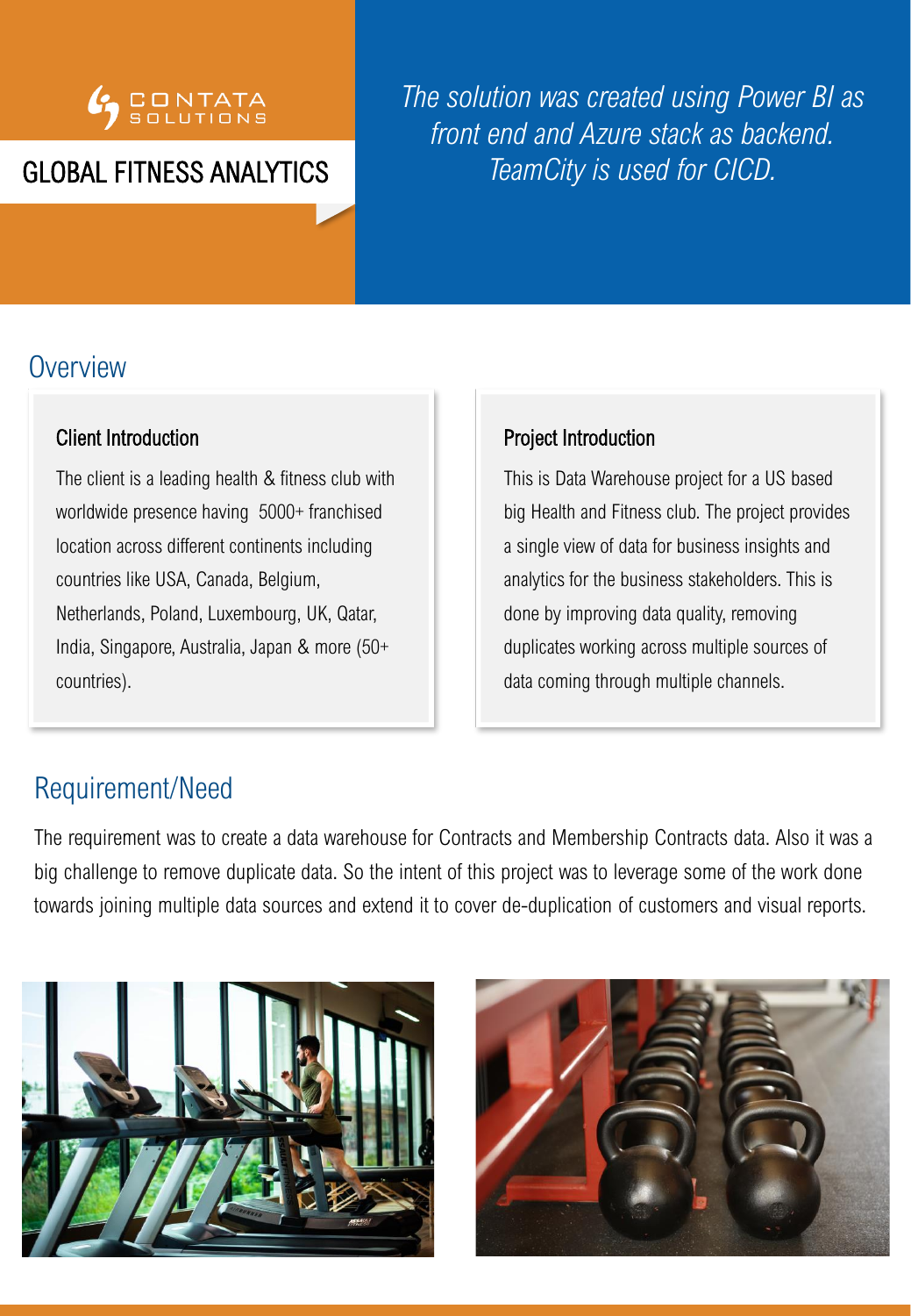CONTATA SOLUTIONS

# GLOBAL FITNESS ANALYTICS

*The solution was created using Power BI as front end and Azure stack as backend. TeamCity is used for CICD.*

## Overview

### Client Introduction

The client is a leading health & fitness club with worldwide presence having 5000+ franchised location across different continents including countries like USA, Canada, Belgium, Netherlands, Poland, Luxembourg, UK, Qatar, India, Singapore, Australia, Japan & more (50+ countries).

### Project Introduction

This is Data Warehouse project for a US based big Health and Fitness club. The project provides a single view of data for business insights and analytics for the business stakeholders. This is done by improving data quality, removing duplicates working across multiple sources of data coming through multiple channels.

## Requirement/Need

The requirement was to create a data warehouse for Contracts and Membership Contracts data. Also it was a big challenge to remove duplicate data. So the intent of this project was to leverage some of the work done towards joining multiple data sources and extend it to cover de-duplication of customers and visual reports.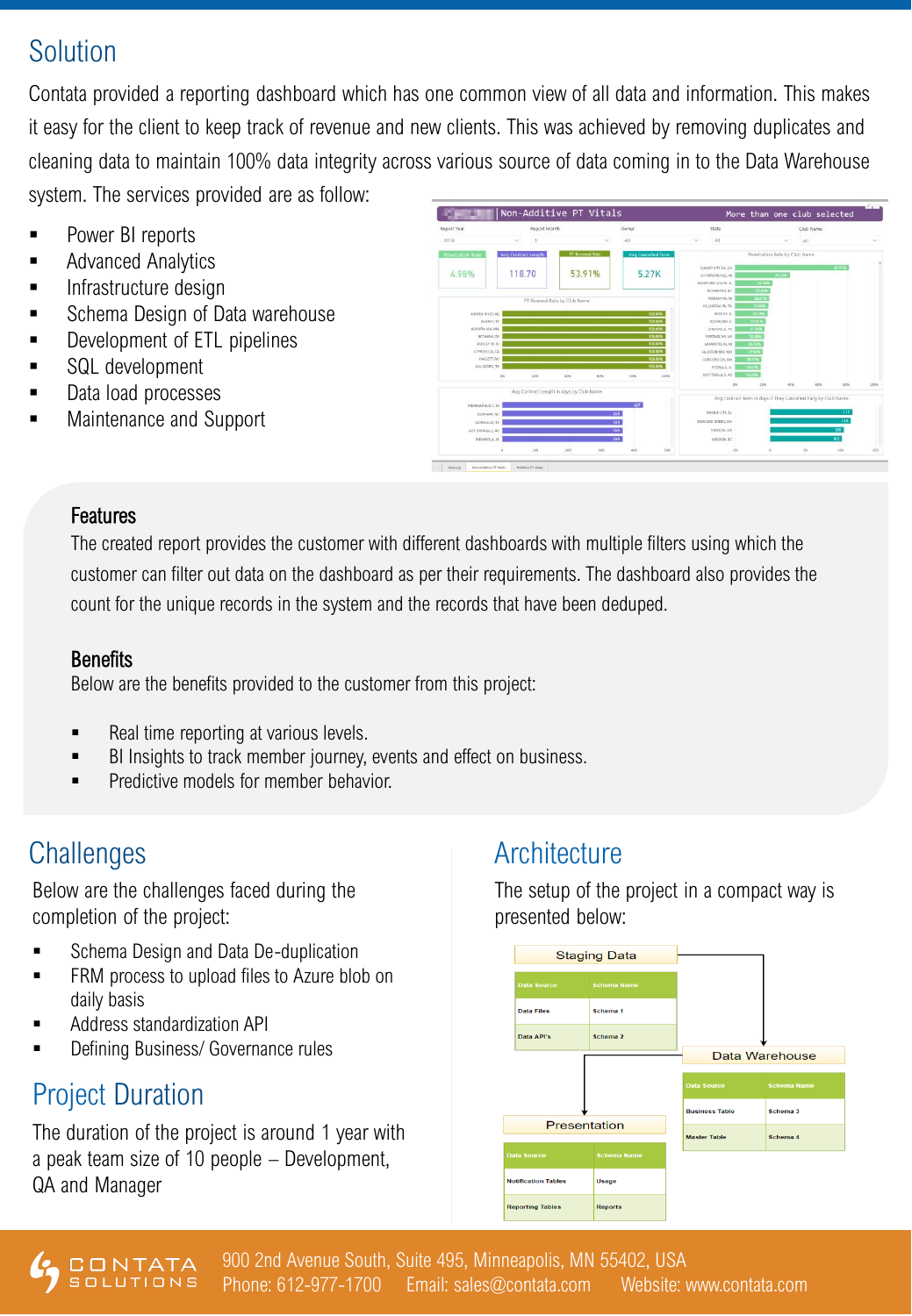## Solution

Contata provided a reporting dashboard which has one common view of all data and information. This makes it easy for the client to keep track of revenue and new clients. This was achieved by removing duplicates and cleaning data to maintain 100% data integrity across various source of data coming in to the Data Warehouse system. The services provided are as follow:

- Power BI reports
- Advanced Analytics
- Infrastructure design
- Schema Design of Data warehouse
- Development of ETL pipelines
- SQL development
- Data load processes
- Maintenance and Support

### Features

The created report provides the customer with different dashboards with multiple filters using which the customer can filter out data on the dashboard as per their requirements. The dashboard also provides the count for the unique records in the system and the records that have been deduped.

### Benefits

Below are the benefits provided to the customer from this project:

- Real time reporting at various levels.
- BI Insights to track member journey, events and effect on business.
- Predictive models for member behavior.

## Challenges

Below are the challenges faced during the completion of the project:

- Schema Design and Data De-duplication
- FRM process to upload files to Azure blob on daily basis
- Address standardization API
- Defining Business/ Governance rules

## Project Duration

The duration of the project is around 1 year with a peak team size of 10 people – Development, QA and Manager

## Architecture

The setup of the project in a compact way is presented below:

Staging Data

| Data Source | Schema Name |
| --- | --- |
| Data Files | Schema 1 |
| Data API's | Schema 2 |

Data Warehouse

| Data Source | Schema Name |
| --- | --- |
| Business Table | Schema 3 |
| Master Table | Schema 4 |

Presentation

| Data Source | Schema Name |
| --- | --- |
| Notification Tables | Usage |
| Reporting Tables | Reports |

CONTATA SOLUTIONS

900 2nd Avenue South, Suite 495, Minneapolis, MN 55402, USA
Phone: 612-977-1700 Email: sales@contata.com Website: www.contata.com